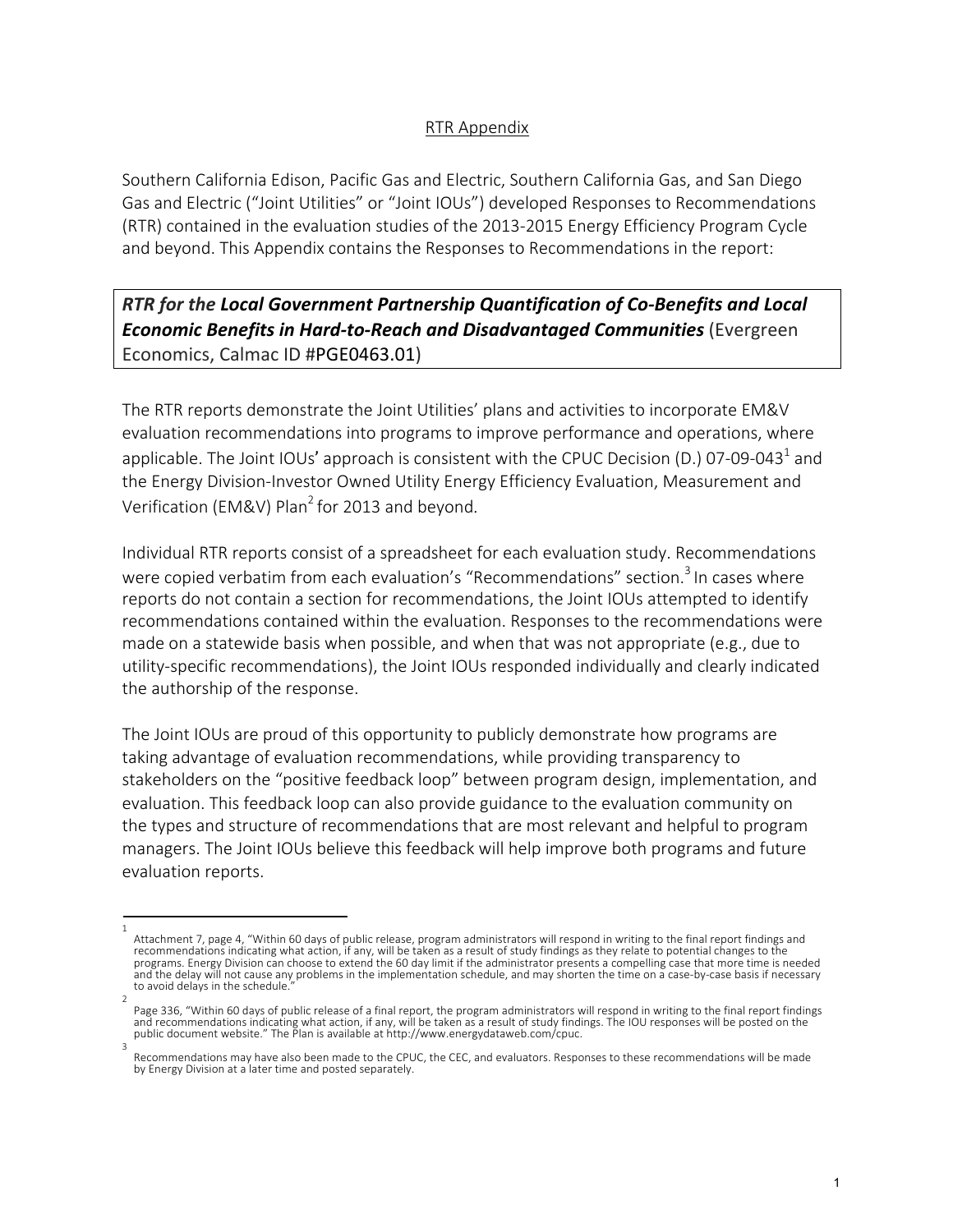# RTR Appendix

Southern California Edison, Pacific Gas and Electric, Southern California Gas, and San Diego Gas and Electric ("Joint Utilities" or "Joint IOUs") developed Responses to Recommendations (RTR) contained in the evaluation studies of the 2013-2015 Energy Efficiency Program Cycle and beyond. This Appendix contains the Responses to Recommendations in the report:

***RTR for the Local Government Partnership Quantification of Co-Benefits and Local Economic Benefits in Hard-to-Reach and Disadvantaged Communities*** (Evergreen Economics, Calmac ID #**PGE0463.01**)

The RTR reports demonstrate the Joint Utilities' plans and activities to incorporate EM&V evaluation recommendations into programs to improve performance and operations, where applicable. The Joint IOUs' approach is consistent with the CPUC Decision (D.) 07-09-043[1] and the Energy Division-Investor Owned Utility Energy Efficiency Evaluation, Measurement and Verification (EM&V) Plan[2] for 2013 and beyond.

Individual RTR reports consist of a spreadsheet for each evaluation study. Recommendations were copied verbatim from each evaluation's "Recommendations" section.[3] In cases where reports do not contain a section for recommendations, the Joint IOUs attempted to identify recommendations contained within the evaluation. Responses to the recommendations were made on a statewide basis when possible, and when that was not appropriate (e.g., due to utility-specific recommendations), the Joint IOUs responded individually and clearly indicated the authorship of the response.

The Joint IOUs are proud of this opportunity to publicly demonstrate how programs are taking advantage of evaluation recommendations, while providing transparency to stakeholders on the "positive feedback loop" between program design, implementation, and evaluation. This feedback loop can also provide guidance to the evaluation community on the types and structure of recommendations that are most relevant and helpful to program managers. The Joint IOUs believe this feedback will help improve both programs and future evaluation reports.

---

[1] Attachment 7, page 4, "Within 60 days of public release, program administrators will respond in writing to the final report findings and recommendations indicating what action, if any, will be taken as a result of study findings as they relate to potential changes to the programs. Energy Division can choose to extend the 60 day limit if the administrator presents a compelling case that more time is needed and the delay will not cause any problems in the implementation schedule, and may shorten the time on a case-by-case basis if necessary to avoid delays in the schedule."

[2] Page 336, "Within 60 days of public release of a final report, the program administrators will respond in writing to the final report findings and recommendations indicating what action, if any, will be taken as a result of study findings. The IOU responses will be posted on the public document website." The Plan is available at http://www.energydataweb.com/cpuc.

[3] Recommendations may have also been made to the CPUC, the CEC, and evaluators. Responses to these recommendations will be made by Energy Division at a later time and posted separately.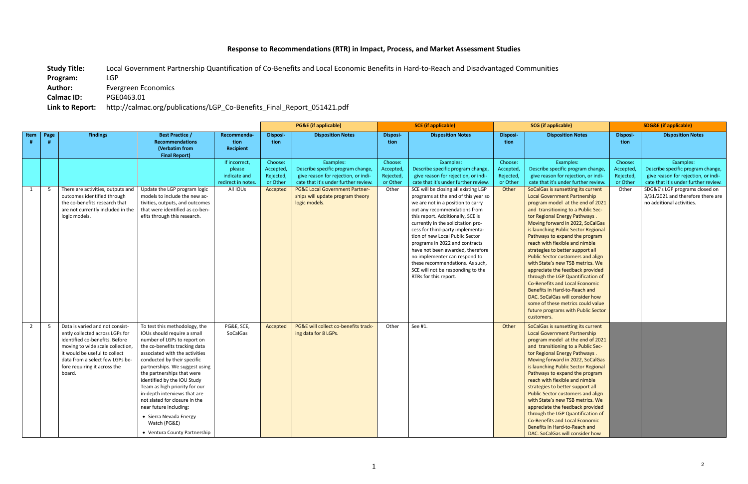## Response to Recommendations (RTR) in Impact, Process, and Market Assessment Studies

**Study Title:** Local Government Partnership Quantification of Co-Benefits and Local Economic Benefits in Hard-to-Reach and Disadvantaged Communities
**Program:** LGP
**Author:** Evergreen Economics
**Calmac ID:** PGE0463.01
**Link to Report:** http://calmac.org/publications/LGP_Co-Benefits_Final_Report_051421.pdf

| | | | | | PG&E (if applicable) | | SCE (if applicable) | | SCG (if applicable) | | SDG&E (if applicable) | |
|---|---|---|---|---|---|---|---|---|---|---|---|---|
| Item # | Page # | Findings | Best Practice / Recommendations (Verbatim from Final Report) | Recommendation Recipient | Disposition | Disposition Notes | Disposition | Disposition Notes | Disposition | Disposition Notes | Disposition | Disposition Notes |
| | | | | If incorrect, please indicate and redirect in notes. | Choose: Accepted, Rejected, or Other | Examples: Describe specific program change, give reason for rejection, or indicate that it's under further review. | Choose: Accepted, Rejected, or Other | Examples: Describe specific program change, give reason for rejection, or indicate that it's under further review. | Choose: Accepted, Rejected, or Other | Examples: Describe specific program change, give reason for rejection, or indicate that it's under further review. | Choose: Accepted, Rejected, or Other | Examples: Describe specific program change, give reason for rejection, or indicate that it's under further review. |
| 1 | 5 | There are activities, outputs and outcomes identified through the co-benefits research that are not currently included in the logic models. | Update the LGP program logic models to include the new activities, outputs, and outcomes that were identified as co-benefits through this research. | All IOUs | Accepted | PG&E Local Government Partnerships will update program theory logic models. | Other | SCE will be closing all existing LGP programs at the end of this year so we are not in a position to carry out any recommendations from this report. Additionally, SCE is currently in the solicitation process for third-party implementation of new Local Public Sector programs in 2022 and contracts have not been awarded, therefore no implementer can respond to these recommendations. As such, SCE will not be responding to the RTRs for this report. | Other | SoCalGas is sunsetting its current Local Government Partnership program model at the end of 2021 and transitioning to a Public Sector Regional Energy Pathways. Moving forward in 2022, SoCalGas is launching Public Sector Regional Pathways to expand the program reach with flexible and nimble strategies to better support all Public Sector customers and align with State's new TSB metrics. We appreciate the feedback provided through the LGP Quantification of Co-Benefits and Local Economic Benefits in Hard-to-Reach and DAC. SoCalGas will consider how some of these metrics could value future programs with Public Sector customers. | Other | SDG&E's LGP programs closed on 3/31/2021 and therefore there are no additional activities. |
| 2 | 5 | Data is varied and not consistently collected across LGPs for identified co-benefits. Before moving to wide scale collection, it would be useful to collect data from a select few LGPs before requiring it across the board. | To test this methodology, the IOUs should require a small number of LGPs to report on the co-benefits tracking data associated with the activities conducted by their specific partnerships. We suggest using the partnerships that were identified by the IOU Study Team as high priority for our in-depth interviews that are not slated for closure in the near future including:<br>• Sierra Nevada Energy Watch (PG&E)<br>• Ventura County Partnership | PG&E, SCE, SoCalGas | Accepted | PG&E will collect co-benefits tracking data for 8 LGPs. | Other | See #1. | Other | SoCalGas is sunsetting its current Local Government Partnership program model at the end of 2021 and transitioning to a Public Sector Regional Energy Pathways. Moving forward in 2022, SoCalGas is launching Public Sector Regional Pathways to expand the program reach with flexible and nimble strategies to better support all Public Sector customers and align with State's new TSB metrics. We appreciate the feedback provided through the LGP Quantification of Co-Benefits and Local Economic Benefits in Hard-to-Reach and DAC. SoCalGas will consider how | | |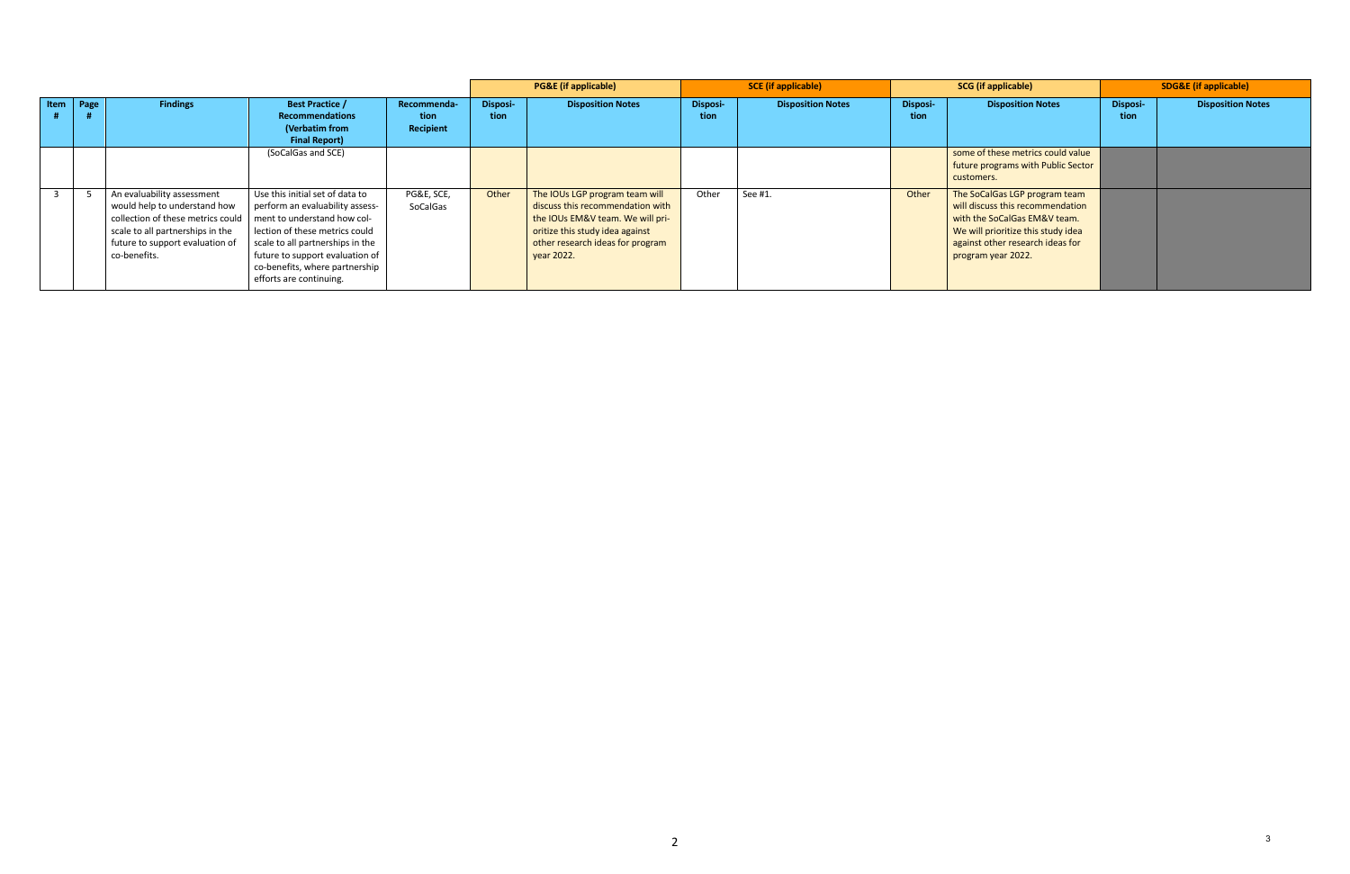| | | | | | PG&E (if applicable) | | SCE (if applicable) | | SCG (if applicable) | | SDG&E (if applicable) | |
|---|---|---|---|---|---|---|---|---|---|---|---|---|
| Item # | Page # | Findings | Best Practice / Recommendations (Verbatim from Final Report) | Recommendation Recipient | Disposition | Disposition Notes | Disposition | Disposition Notes | Disposition | Disposition Notes | Disposition | Disposition Notes |
| | | | (SoCalGas and SCE) | | | | | | | some of these metrics could value future programs with Public Sector customers. | | |
| 3 | 5 | An evaluability assessment would help to understand how collection of these metrics could scale to all partnerships in the future to support evaluation of co-benefits. | Use this initial set of data to perform an evaluability assessment to understand how collection of these metrics could scale to all partnerships in the future to support evaluation of co-benefits, where partnership efforts are continuing. | PG&E, SCE, SoCalGas | Other | The IOUs LGP program team will discuss this recommendation with the IOUs EM&V team. We will prioritize this study idea against other research ideas for program year 2022. | Other | See #1. | Other | The SoCalGas LGP program team will discuss this recommendation with the SoCalGas EM&V team. We will prioritize this study idea against other research ideas for program year 2022. | | |